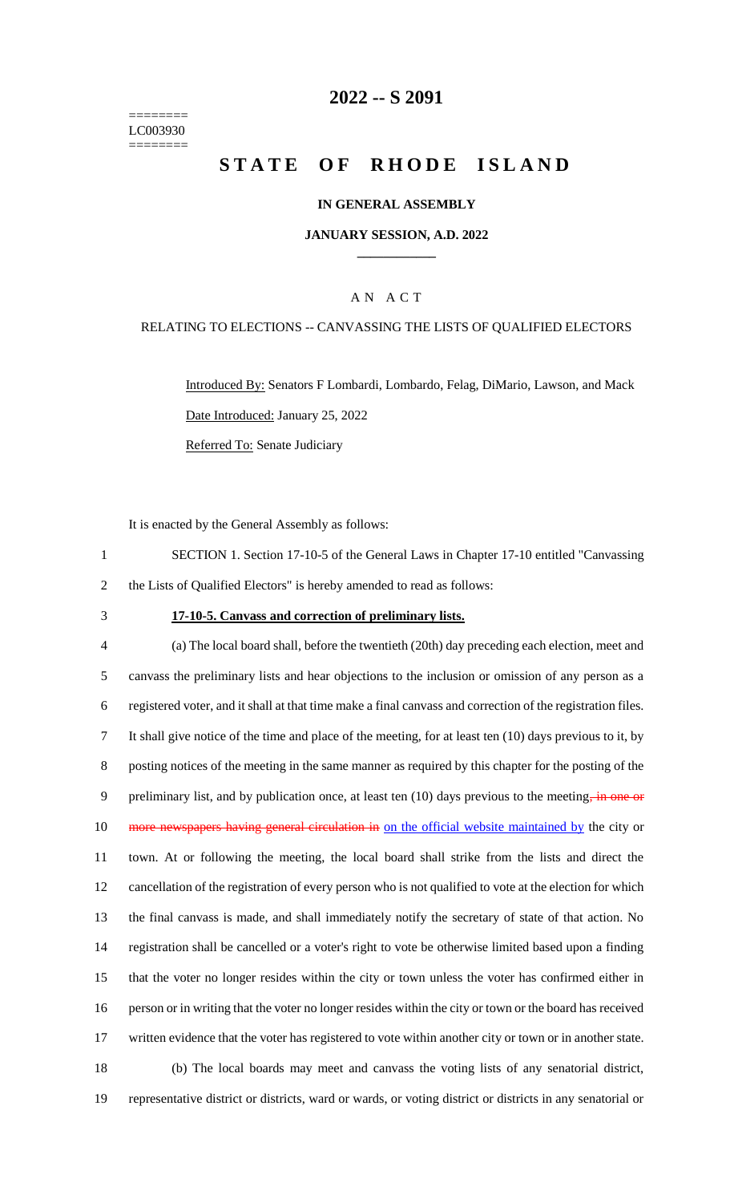========
LC003930
========

# 2022 -- S 2091

# STATE OF RHODE ISLAND

### IN GENERAL ASSEMBLY

### JANUARY SESSION, A.D. 2022

## AN ACT

RELATING TO ELECTIONS -- CANVASSING THE LISTS OF QUALIFIED ELECTORS

Introduced By: Senators F Lombardi, Lombardo, Felag, DiMario, Lawson, and Mack

Date Introduced: January 25, 2022

Referred To: Senate Judiciary

It is enacted by the General Assembly as follows:

1 SECTION 1. Section 17-10-5 of the General Laws in Chapter 17-10 entitled "Canvassing
2 the Lists of Qualified Electors" is hereby amended to read as follows:

3 **17-10-5. Canvass and correction of preliminary lists.**

4 (a) The local board shall, before the twentieth (20th) day preceding each election, meet and
5 canvass the preliminary lists and hear objections to the inclusion or omission of any person as a
6 registered voter, and it shall at that time make a final canvass and correction of the registration files.
7 It shall give notice of the time and place of the meeting, for at least ten (10) days previous to it, by
8 posting notices of the meeting in the same manner as required by this chapter for the posting of the
9 preliminary list, and by publication once, at least ten (10) days previous to the meeting~~, in one or~~
10 ~~more newspapers having general circulation in~~ on the official website maintained by the city or
11 town. At or following the meeting, the local board shall strike from the lists and direct the
12 cancellation of the registration of every person who is not qualified to vote at the election for which
13 the final canvass is made, and shall immediately notify the secretary of state of that action. No
14 registration shall be cancelled or a voter's right to vote be otherwise limited based upon a finding
15 that the voter no longer resides within the city or town unless the voter has confirmed either in
16 person or in writing that the voter no longer resides within the city or town or the board has received
17 written evidence that the voter has registered to vote within another city or town or in another state.
18 (b) The local boards may meet and canvass the voting lists of any senatorial district,
19 representative district or districts, ward or wards, or voting district or districts in any senatorial or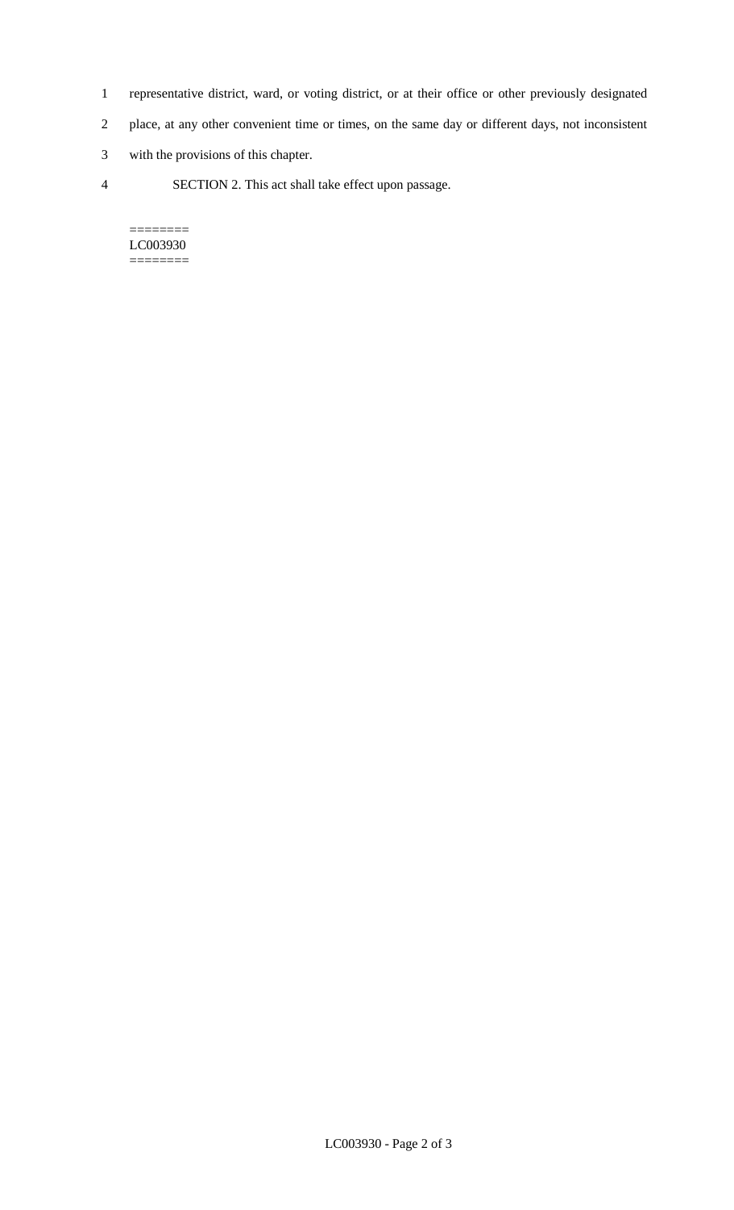representative district, ward, or voting district, or at their office or other previously designated place, at any other convenient time or times, on the same day or different days, not inconsistent with the provisions of this chapter.

SECTION 2. This act shall take effect upon passage.

========
LC003930
========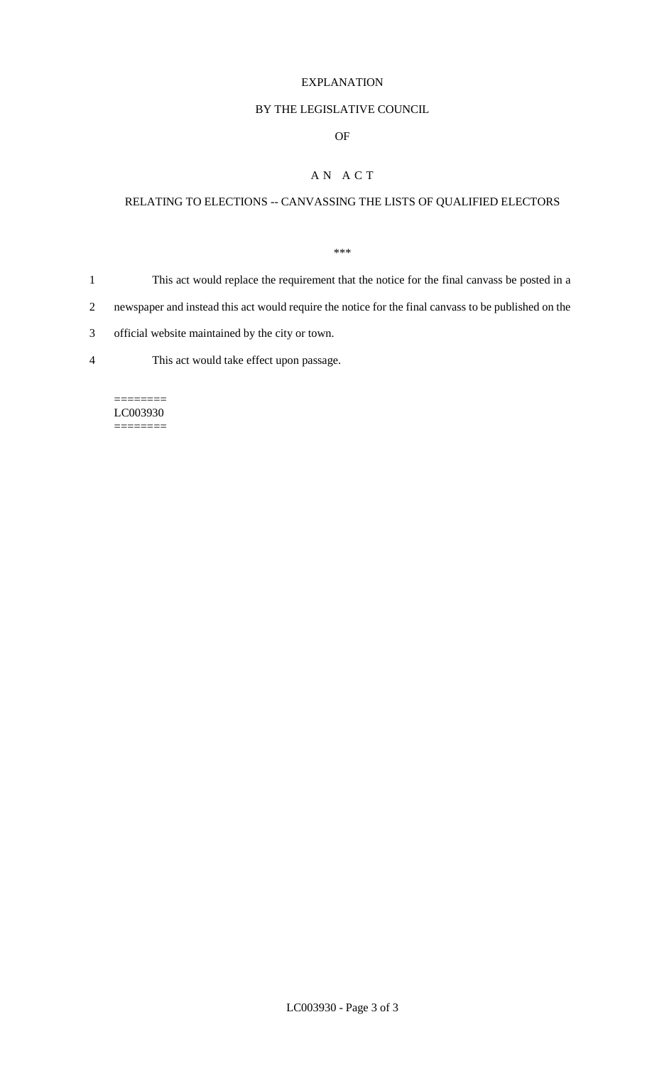EXPLANATION

BY THE LEGISLATIVE COUNCIL

OF

A N A C T

RELATING TO ELECTIONS -- CANVASSING THE LISTS OF QUALIFIED ELECTORS

***

This act would replace the requirement that the notice for the final canvass be posted in a newspaper and instead this act would require the notice for the final canvass to be published on the official website maintained by the city or town.

This act would take effect upon passage.

========
LC003930
========